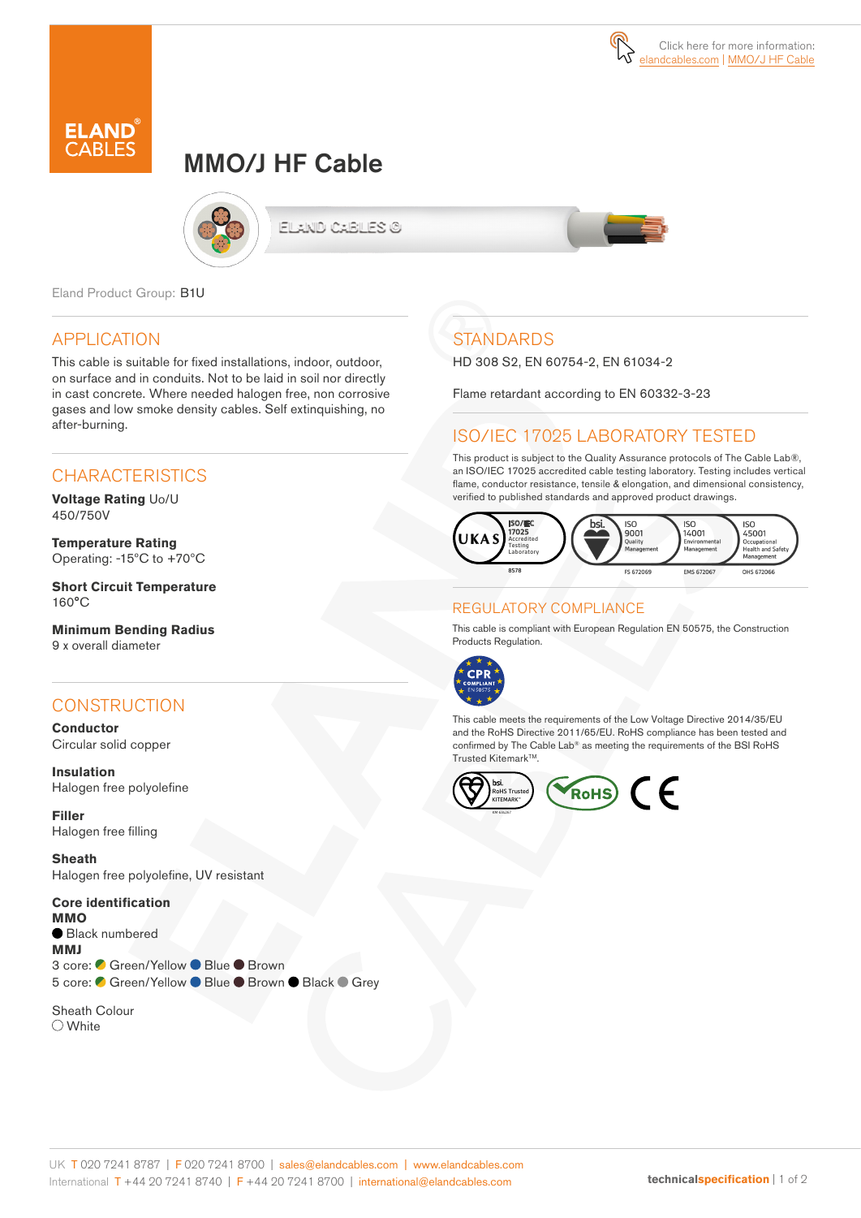Click here for more information: elandcables.com | MMO/J HF Cable

# MMO/J HF Cable

Eland Product Group: B1U

## APPLICATION

This cable is suitable for fixed installations, indoor, outdoor, on surface and in conduits. Not to be laid in soil nor directly in cast concrete. Where needed halogen free, non corrosive gases and low smoke density cables. Self extinquishing, no after-burning.

## CHARACTERISTICS

**Voltage Rating** Uo/U
450/750V

**Temperature Rating**
Operating: -15°C to +70°C

**Short Circuit Temperature**
160°C

**Minimum Bending Radius**
9 x overall diameter

## CONSTRUCTION

**Conductor**
Circular solid copper

**Insulation**
Halogen free polyolefine

**Filler**
Halogen free filling

**Sheath**
Halogen free polyolefine, UV resistant

**Core identification**
**MMO**
Black numbered
**MMJ**
3 core: Green/Yellow Blue Brown
5 core: Green/Yellow Blue Brown Black Grey

Sheath Colour
White

## STANDARDS

HD 308 S2, EN 60754-2, EN 61034-2

Flame retardant according to EN 60332-3-23

## ISO/IEC 17025 LABORATORY TESTED

This product is subject to the Quality Assurance protocols of The Cable Lab®, an ISO/IEC 17025 accredited cable testing laboratory. Testing includes vertical flame, conductor resistance, tensile & elongation, and dimensional consistency, verified to published standards and approved product drawings.

UKAS ISO/IEC 17025 Accredited Testing Laboratory 8578 | bsi. ISO 9001 Quality Management FS 672069 | ISO 14001 Environmental Management EMS 672067 | ISO 45001 Occupational Health and Safety Management OHS 672066

## REGULATORY COMPLIANCE

This cable is compliant with European Regulation EN 50575, the Construction Products Regulation.

CPR COMPLIANT EN 50575

This cable meets the requirements of the Low Voltage Directive 2014/35/EU and the RoHS Directive 2011/65/EU. RoHS compliance has been tested and confirmed by The Cable Lab® as meeting the requirements of the BSI RoHS Trusted Kitemark™.

bsi. RoHS Trusted KITEMARK™ | RoHS | CE

UK T 020 7241 8787 | F 020 7241 8700 | sales@elandcables.com | www.elandcables.com
International T +44 20 7241 8740 | F +44 20 7241 8700 | international@elandcables.com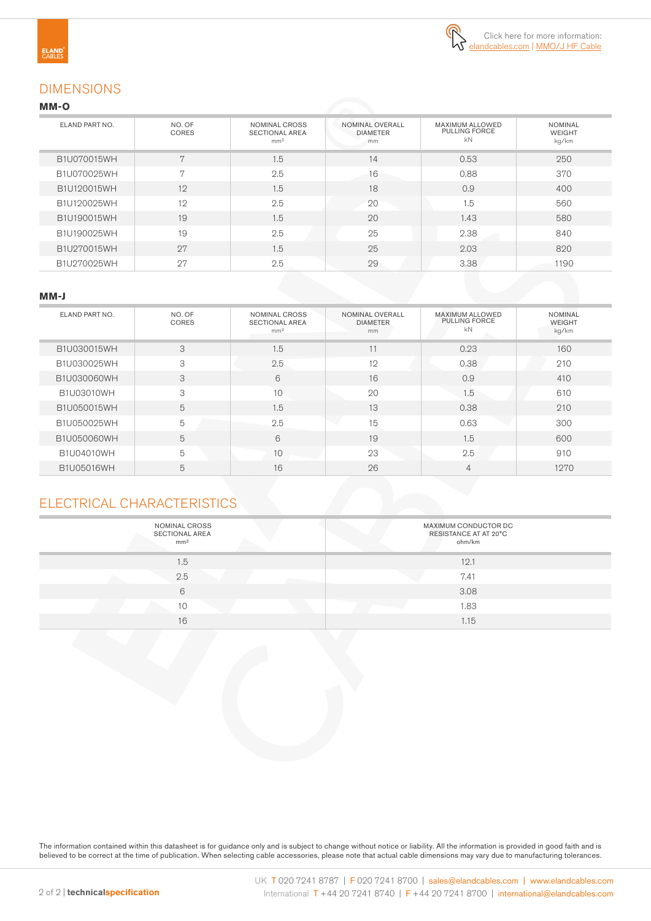Click here for more information: elandcables.com | MMO/J HF Cable

## DIMENSIONS

### MM-O

| ELAND PART NO. | NO. OF CORES | NOMINAL CROSS SECTIONAL AREA mm² | NOMINAL OVERALL DIAMETER mm | MAXIMUM ALLOWED PULLING FORCE kN | NOMINAL WEIGHT kg/km |
|---|---|---|---|---|---|
| B1U070015WH | 7 | 1.5 | 14 | 0.53 | 250 |
| B1U070025WH | 7 | 2.5 | 16 | 0.88 | 370 |
| B1U120015WH | 12 | 1.5 | 18 | 0.9 | 400 |
| B1U120025WH | 12 | 2.5 | 20 | 1.5 | 560 |
| B1U190015WH | 19 | 1.5 | 20 | 1.43 | 580 |
| B1U190025WH | 19 | 2.5 | 25 | 2.38 | 840 |
| B1U270015WH | 27 | 1.5 | 25 | 2.03 | 820 |
| B1U270025WH | 27 | 2.5 | 29 | 3.38 | 1190 |

### MM-J

| ELAND PART NO. | NO. OF CORES | NOMINAL CROSS SECTIONAL AREA mm² | NOMINAL OVERALL DIAMETER mm | MAXIMUM ALLOWED PULLING FORCE kN | NOMINAL WEIGHT kg/km |
|---|---|---|---|---|---|
| B1U030015WH | 3 | 1.5 | 11 | 0.23 | 160 |
| B1U030025WH | 3 | 2.5 | 12 | 0.38 | 210 |
| B1U030060WH | 3 | 6 | 16 | 0.9 | 410 |
| B1U03010WH | 3 | 10 | 20 | 1.5 | 610 |
| B1U050015WH | 5 | 1.5 | 13 | 0.38 | 210 |
| B1U050025WH | 5 | 2.5 | 15 | 0.63 | 300 |
| B1U050060WH | 5 | 6 | 19 | 1.5 | 600 |
| B1U04010WH | 5 | 10 | 23 | 2.5 | 910 |
| B1U05016WH | 5 | 16 | 26 | 4 | 1270 |

## ELECTRICAL CHARACTERISTICS

| NOMINAL CROSS SECTIONAL AREA mm² | MAXIMUM CONDUCTOR DC RESISTANCE AT AT 20°C ohm/km |
|---|---|
| 1.5 | 12.1 |
| 2.5 | 7.41 |
| 6 | 3.08 |
| 10 | 1.83 |
| 16 | 1.15 |

The information contained within this datasheet is for guidance only and is subject to change without notice or liability. All the information is provided in good faith and is believed to be correct at the time of publication. When selecting cable accessories, please note that actual cable dimensions may vary due to manufacturing tolerances.

UK T 020 7241 8787 | F 020 7241 8700 | sales@elandcables.com | www.elandcables.com
International T +44 20 7241 8740 | F +44 20 7241 8700 | international@elandcables.com